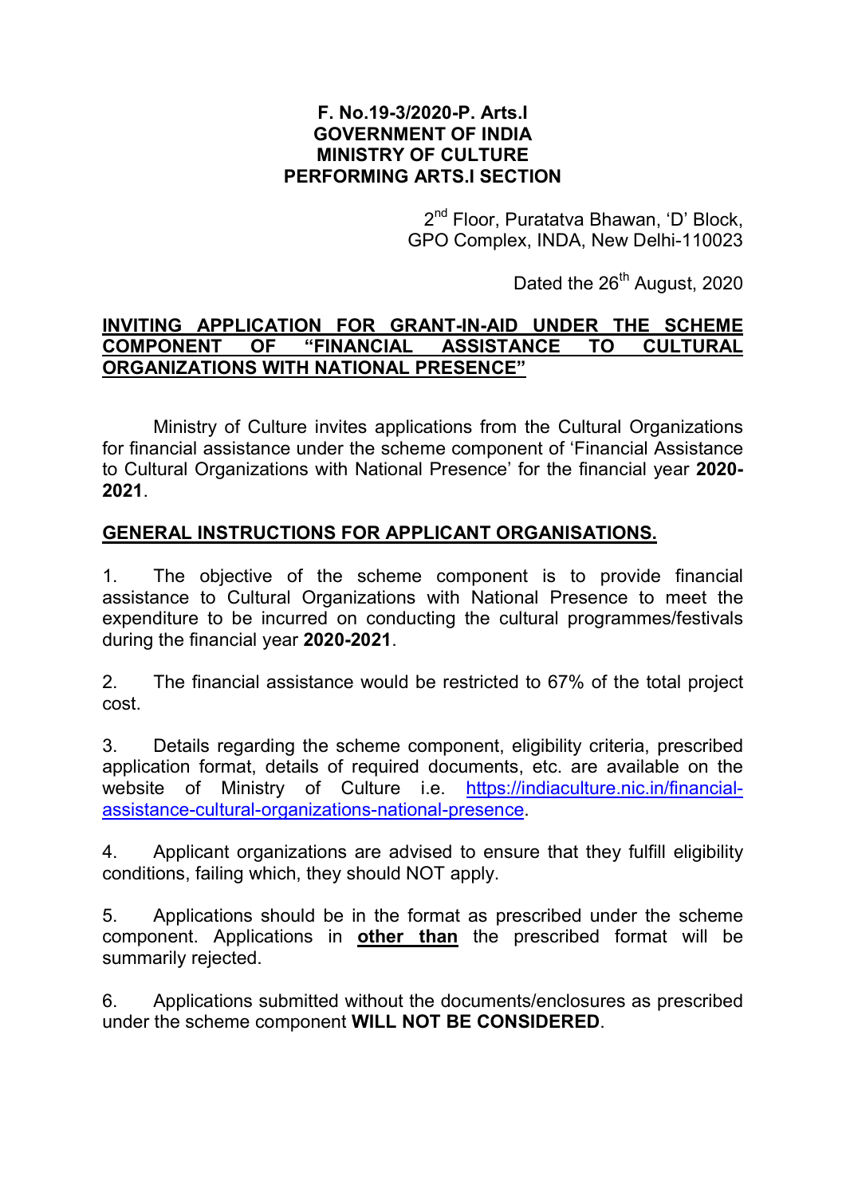**F. No.19-3/2020-P. Arts.I**
**GOVERNMENT OF INDIA**
**MINISTRY OF CULTURE**
**PERFORMING ARTS.I SECTION**

2nd Floor, Puratatva Bhawan, 'D' Block,
GPO Complex, INDA, New Delhi-110023

Dated the 26th August, 2020

## INVITING APPLICATION FOR GRANT-IN-AID UNDER THE SCHEME COMPONENT OF "FINANCIAL ASSISTANCE TO CULTURAL ORGANIZATIONS WITH NATIONAL PRESENCE"

Ministry of Culture invites applications from the Cultural Organizations for financial assistance under the scheme component of 'Financial Assistance to Cultural Organizations with National Presence' for the financial year **2020-2021**.

## GENERAL INSTRUCTIONS FOR APPLICANT ORGANISATIONS.

1. The objective of the scheme component is to provide financial assistance to Cultural Organizations with National Presence to meet the expenditure to be incurred on conducting the cultural programmes/festivals during the financial year **2020-2021**.

2. The financial assistance would be restricted to 67% of the total project cost.

3. Details regarding the scheme component, eligibility criteria, prescribed application format, details of required documents, etc. are available on the website of Ministry of Culture i.e. https://indiaculture.nic.in/financial-assistance-cultural-organizations-national-presence.

4. Applicant organizations are advised to ensure that they fulfill eligibility conditions, failing which, they should NOT apply.

5. Applications should be in the format as prescribed under the scheme component. Applications in **other than** the prescribed format will be summarily rejected.

6. Applications submitted without the documents/enclosures as prescribed under the scheme component **WILL NOT BE CONSIDERED**.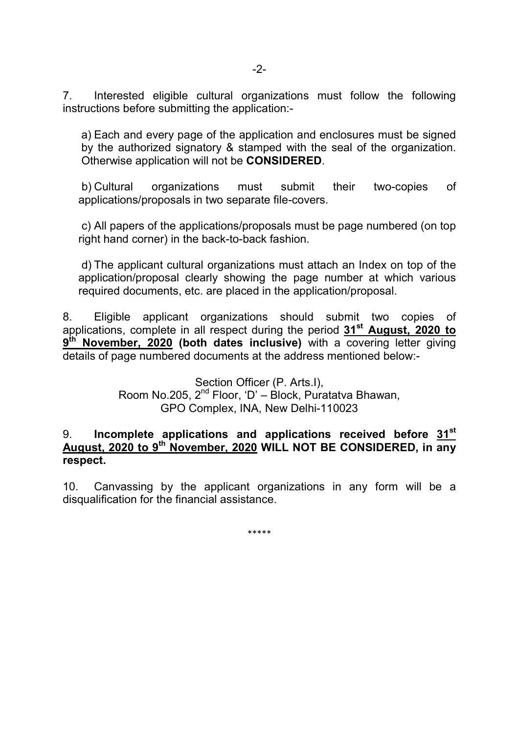7. Interested eligible cultural organizations must follow the following instructions before submitting the application:-

a) Each and every page of the application and enclosures must be signed by the authorized signatory & stamped with the seal of the organization. Otherwise application will not be **CONSIDERED**.

b) Cultural organizations must submit their two-copies of applications/proposals in two separate file-covers.

c) All papers of the applications/proposals must be page numbered (on top right hand corner) in the back-to-back fashion.

d) The applicant cultural organizations must attach an Index on top of the application/proposal clearly showing the page number at which various required documents, etc. are placed in the application/proposal.

8. Eligible applicant organizations should submit two copies of applications, complete in all respect during the period **31st August, 2020 to 9th November, 2020** **(both dates inclusive)** with a covering letter giving details of page numbered documents at the address mentioned below:-

Section Officer (P. Arts.I),
Room No.205, 2nd Floor, 'D' – Block, Puratatva Bhawan,
GPO Complex, INA, New Delhi-110023

9. **Incomplete applications and applications received before 31st August, 2020 to 9th November, 2020 WILL NOT BE CONSIDERED, in any respect.**

10. Canvassing by the applicant organizations in any form will be a disqualification for the financial assistance.

\*\*\*\*\*